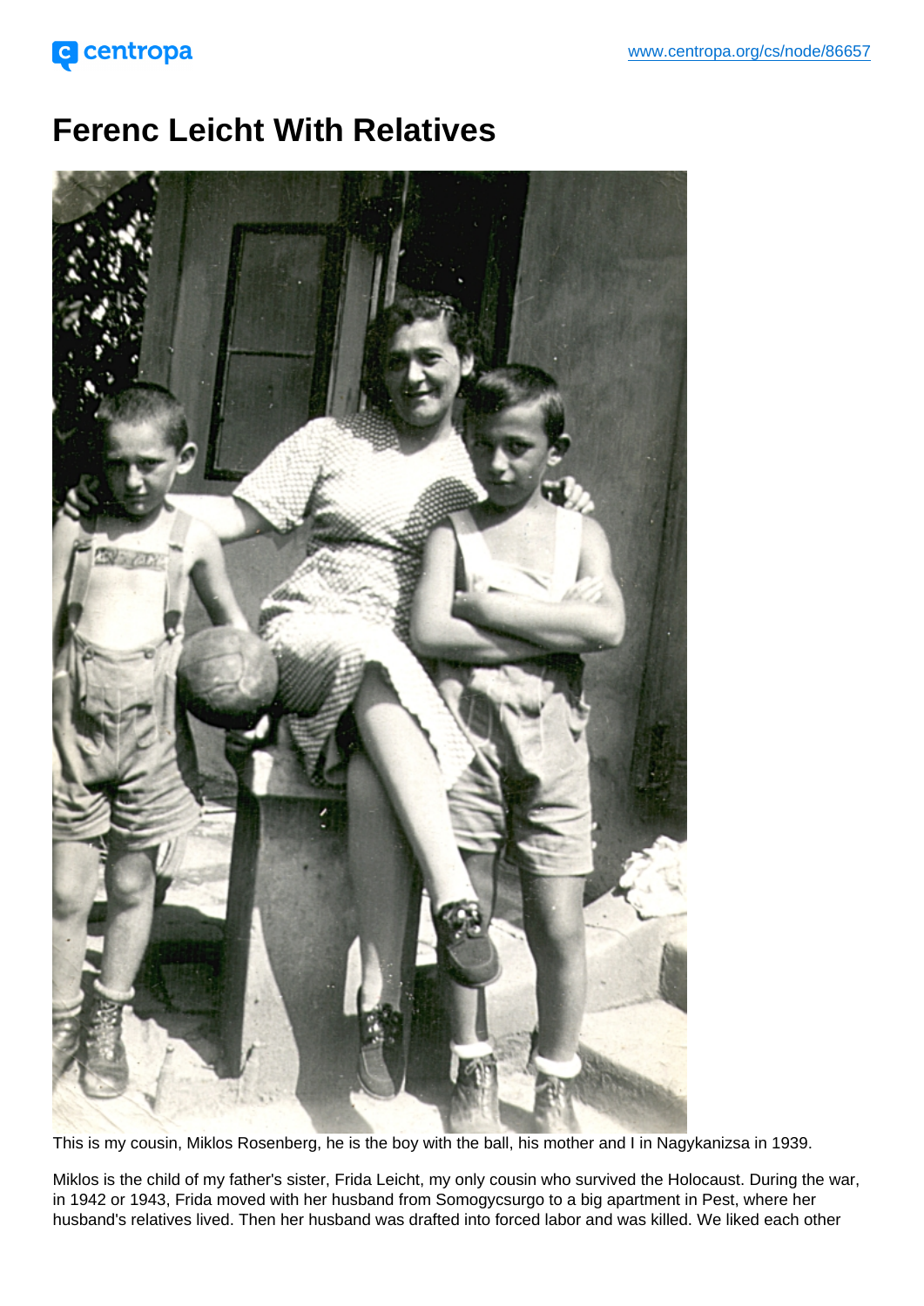# Ferenc Leicht With Relatives

This is my cousin, Miklos Rosenberg, he is the boy with the ball, his mother and I in Nagykanizsa in 1939.

Miklos is the child of my father's sister, Frida Leicht, my only cousin who survived the Holocaust. During the war, in 1942 or 1943, Frida moved with her husband from Somogycsurgo to a big apartment in Pest, where her husband's relatives lived. Then her husband was drafted into forced labor and was killed. We liked each other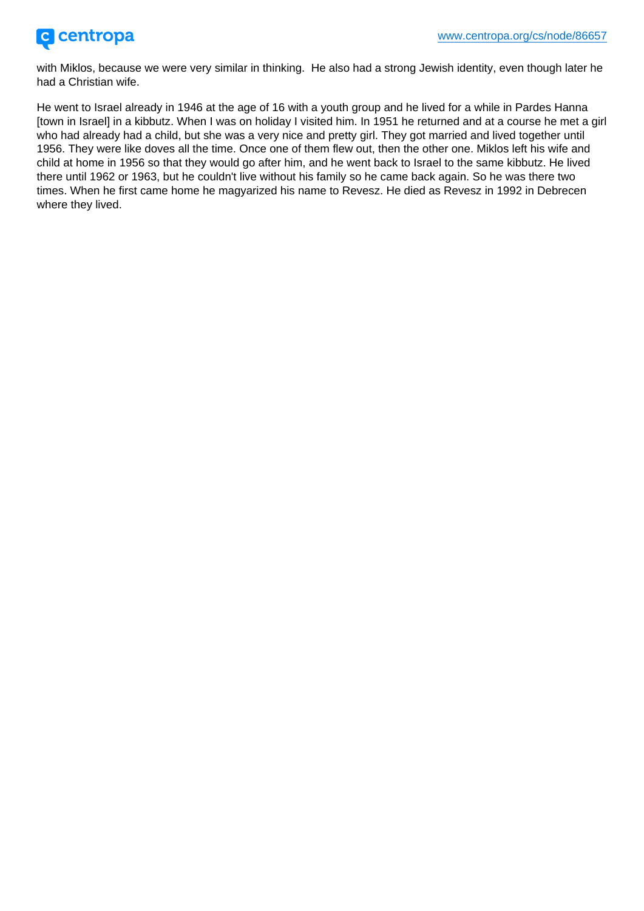with Miklos, because we were very similar in thinking.  He also had a strong Jewish identity, even though later he had a Christian wife.

He went to Israel already in 1946 at the age of 16 with a youth group and he lived for a while in Pardes Hanna [town in Israel] in a kibbutz. When I was on holiday I visited him. In 1951 he returned and at a course he met a girl who had already had a child, but she was a very nice and pretty girl. They got married and lived together until 1956. They were like doves all the time. Once one of them flew out, then the other one. Miklos left his wife and child at home in 1956 so that they would go after him, and he went back to Israel to the same kibbutz. He lived there until 1962 or 1963, but he couldn't live without his family so he came back again. So he was there two times. When he first came home he magyarized his name to Revesz. He died as Revesz in 1992 in Debrecen where they lived.